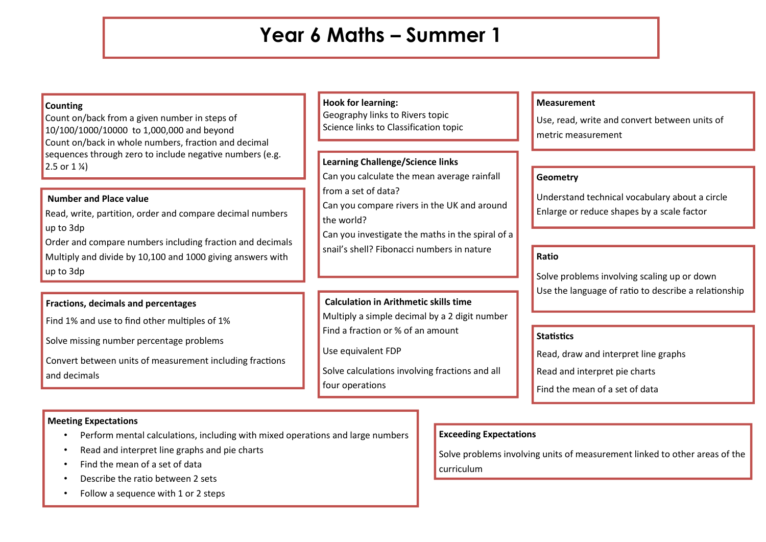# Year 6 Maths – Summer 1

## Counting

Count on/back from a given number in steps of 10/100/1000/10000 to 1,000,000 and beyond

Count on/back in whole numbers, fraction and decimal sequences through zero to include negative numbers (e.g. 2.5 or 1 ¼)

## Number and Place value

Read, write, partition, order and compare decimal numbers up to 3dp

Order and compare numbers including fraction and decimals

Multiply and divide by 10,100 and 1000 giving answers with up to 3dp

## Fractions, decimals and percentages

Find 1% and use to find other multiples of 1%

Solve missing number percentage problems

Convert between units of measurement including fractions and decimals

## Hook for learning:

Geography links to Rivers topic

Science links to Classification topic

## Learning Challenge/Science links

Can you calculate the mean average rainfall from a set of data?

Can you compare rivers in the UK and around the world?

Can you investigate the maths in the spiral of a snail's shell? Fibonacci numbers in nature

## Calculation in Arithmetic skills time

Multiply a simple decimal by a 2 digit number

Find a fraction or % of an amount

Use equivalent FDP

Solve calculations involving fractions and all four operations

## Measurement

Use, read, write and convert between units of metric measurement

## Geometry

Understand technical vocabulary about a circle

Enlarge or reduce shapes by a scale factor

## Ratio

Solve problems involving scaling up or down

Use the language of ratio to describe a relationship

## Statistics

Read, draw and interpret line graphs

Read and interpret pie charts

Find the mean of a set of data

## Meeting Expectations

- Perform mental calculations, including with mixed operations and large numbers
- Read and interpret line graphs and pie charts
- Find the mean of a set of data
- Describe the ratio between 2 sets
- Follow a sequence with 1 or 2 steps

## Exceeding Expectations

Solve problems involving units of measurement linked to other areas of the curriculum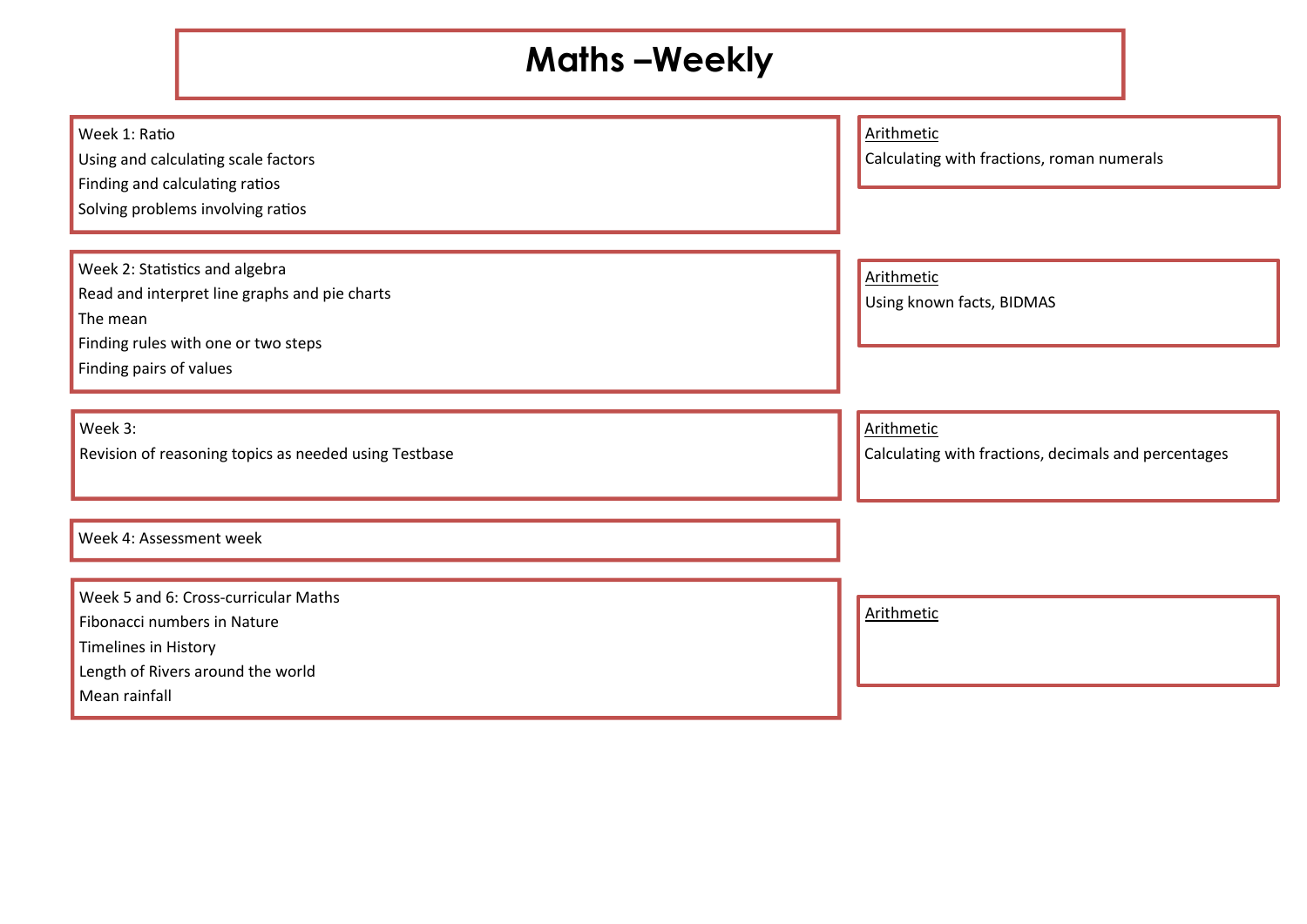# Maths –Weekly

Week 1: Ratio
Using and calculating scale factors
Finding and calculating ratios
Solving problems involving ratios

<u>Arithmetic</u>
Calculating with fractions, roman numerals

Week 2: Statistics and algebra
Read and interpret line graphs and pie charts
The mean
Finding rules with one or two steps
Finding pairs of values

<u>Arithmetic</u>
Using known facts, BIDMAS

Week 3:
Revision of reasoning topics as needed using Testbase

<u>Arithmetic</u>
Calculating with fractions, decimals and percentages

Week 4: Assessment week

Week 5 and 6: Cross-curricular Maths
Fibonacci numbers in Nature
Timelines in History
Length of Rivers around the world
Mean rainfall

<u>Arithmetic</u>